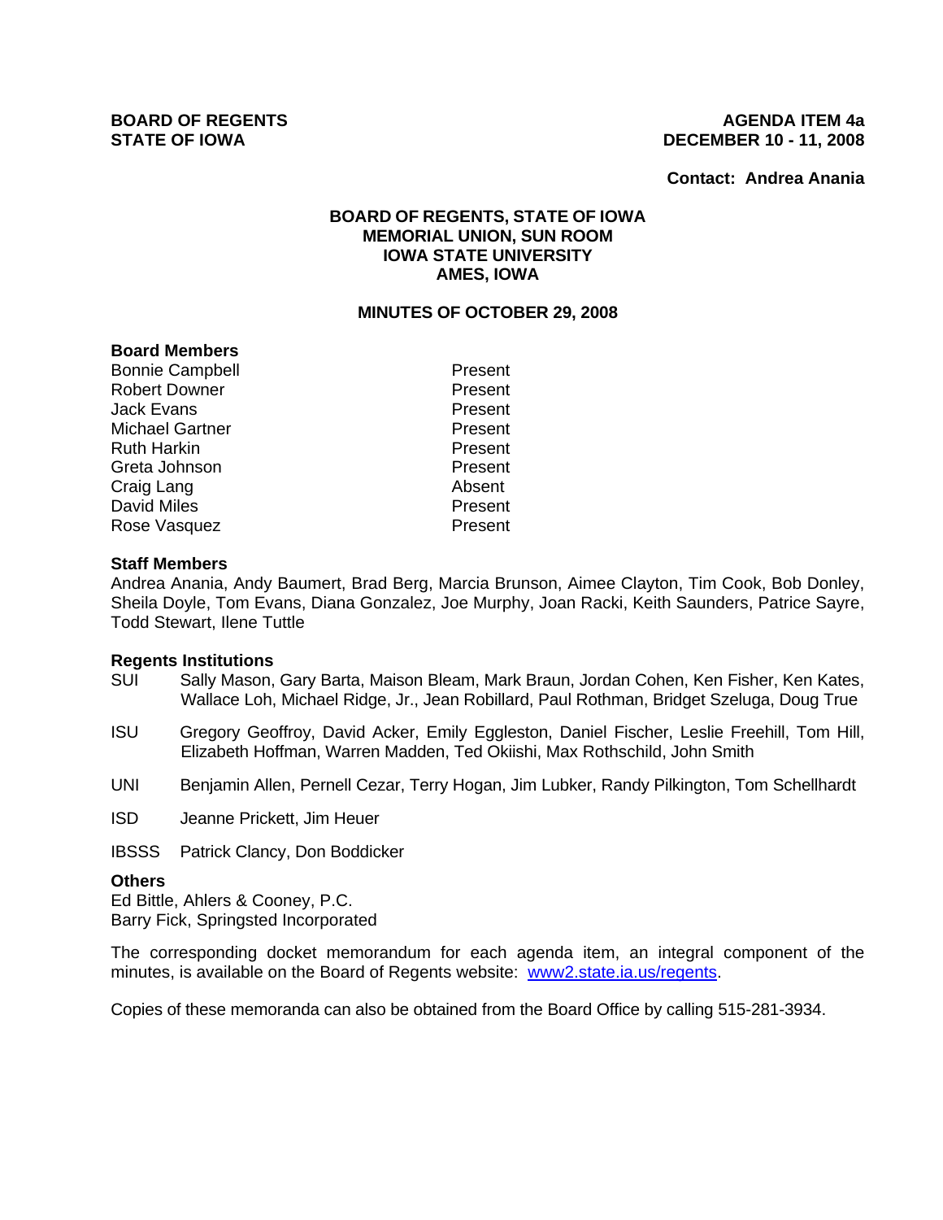**BOARD OF REGENTS**
**STATE OF IOWA**

**AGENDA ITEM 4a**
**DECEMBER 10 - 11, 2008**

**Contact: Andrea Anania**

**BOARD OF REGENTS, STATE OF IOWA**
**MEMORIAL UNION, SUN ROOM**
**IOWA STATE UNIVERSITY**
**AMES, IOWA**

**MINUTES OF OCTOBER 29, 2008**

### Board Members

| | |
|---|---|
| Bonnie Campbell | Present |
| Robert Downer | Present |
| Jack Evans | Present |
| Michael Gartner | Present |
| Ruth Harkin | Present |
| Greta Johnson | Present |
| Craig Lang | Absent |
| David Miles | Present |
| Rose Vasquez | Present |

### Staff Members

Andrea Anania, Andy Baumert, Brad Berg, Marcia Brunson, Aimee Clayton, Tim Cook, Bob Donley, Sheila Doyle, Tom Evans, Diana Gonzalez, Joe Murphy, Joan Racki, Keith Saunders, Patrice Sayre, Todd Stewart, Ilene Tuttle

### Regents Institutions

SUI Sally Mason, Gary Barta, Maison Bleam, Mark Braun, Jordan Cohen, Ken Fisher, Ken Kates, Wallace Loh, Michael Ridge, Jr., Jean Robillard, Paul Rothman, Bridget Szeluga, Doug True

ISU Gregory Geoffroy, David Acker, Emily Eggleston, Daniel Fischer, Leslie Freehill, Tom Hill, Elizabeth Hoffman, Warren Madden, Ted Okiishi, Max Rothschild, John Smith

UNI Benjamin Allen, Pernell Cezar, Terry Hogan, Jim Lubker, Randy Pilkington, Tom Schellhardt

ISD Jeanne Prickett, Jim Heuer

IBSSS Patrick Clancy, Don Boddicker

### Others

Ed Bittle, Ahlers & Cooney, P.C.
Barry Fick, Springsted Incorporated

The corresponding docket memorandum for each agenda item, an integral component of the minutes, is available on the Board of Regents website: www2.state.ia.us/regents.

Copies of these memoranda can also be obtained from the Board Office by calling 515-281-3934.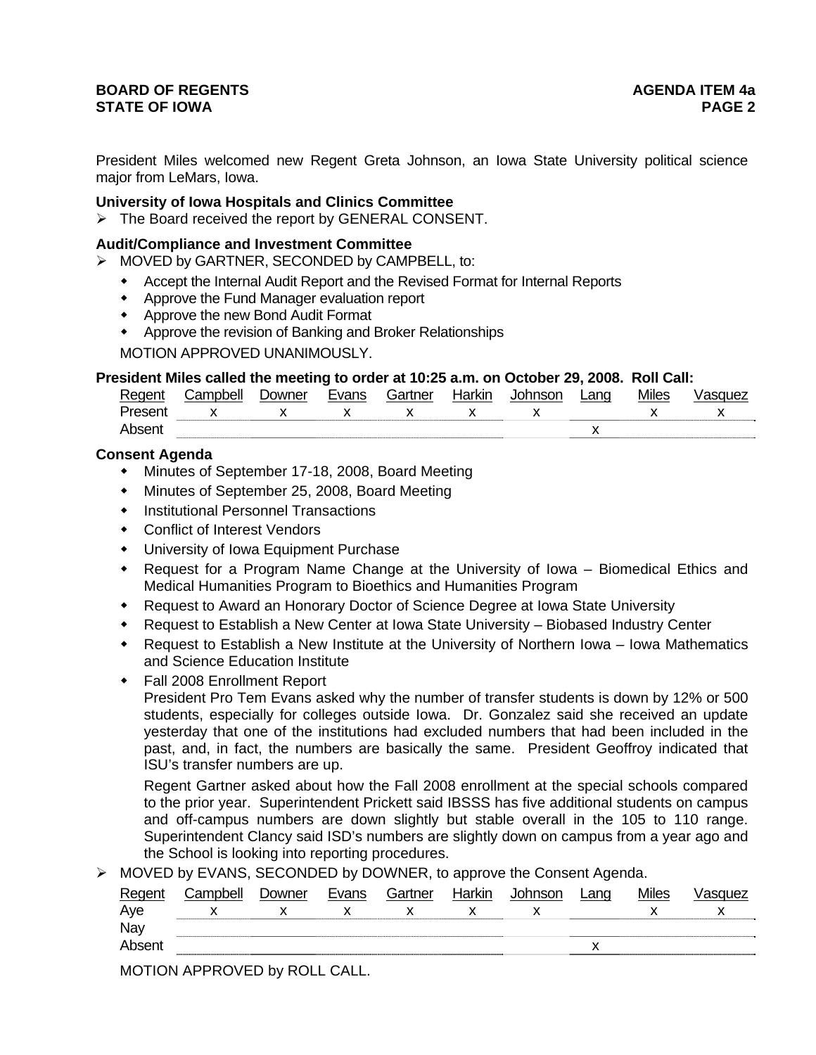President Miles welcomed new Regent Greta Johnson, an Iowa State University political science major from LeMars, Iowa.

**University of Iowa Hospitals and Clinics Committee**

- The Board received the report by GENERAL CONSENT.

**Audit/Compliance and Investment Committee**

- MOVED by GARTNER, SECONDED by CAMPBELL, to:
  - Accept the Internal Audit Report and the Revised Format for Internal Reports
  - Approve the Fund Manager evaluation report
  - Approve the new Bond Audit Format
  - Approve the revision of Banking and Broker Relationships

  MOTION APPROVED UNANIMOUSLY.

**President Miles called the meeting to order at 10:25 a.m. on October 29, 2008. Roll Call:**

| Regent | Campbell | Downer | Evans | Gartner | Harkin | Johnson | Lang | Miles | Vasquez |
|---|---|---|---|---|---|---|---|---|---|
| Present | x | x | x | x | x | x | | x | x |
| Absent | | | | | | | x | | |

**Consent Agenda**

- Minutes of September 17-18, 2008, Board Meeting
- Minutes of September 25, 2008, Board Meeting
- Institutional Personnel Transactions
- Conflict of Interest Vendors
- University of Iowa Equipment Purchase
- Request for a Program Name Change at the University of Iowa – Biomedical Ethics and Medical Humanities Program to Bioethics and Humanities Program
- Request to Award an Honorary Doctor of Science Degree at Iowa State University
- Request to Establish a New Center at Iowa State University – Biobased Industry Center
- Request to Establish a New Institute at the University of Northern Iowa – Iowa Mathematics and Science Education Institute
- Fall 2008 Enrollment Report

  President Pro Tem Evans asked why the number of transfer students is down by 12% or 500 students, especially for colleges outside Iowa. Dr. Gonzalez said she received an update yesterday that one of the institutions had excluded numbers that had been included in the past, and, in fact, the numbers are basically the same. President Geoffroy indicated that ISU's transfer numbers are up.

  Regent Gartner asked about how the Fall 2008 enrollment at the special schools compared to the prior year. Superintendent Prickett said IBSSS has five additional students on campus and off-campus numbers are down slightly but stable overall in the 105 to 110 range. Superintendent Clancy said ISD's numbers are slightly down on campus from a year ago and the School is looking into reporting procedures.

- MOVED by EVANS, SECONDED by DOWNER, to approve the Consent Agenda.

| Regent | Campbell | Downer | Evans | Gartner | Harkin | Johnson | Lang | Miles | Vasquez |
|---|---|---|---|---|---|---|---|---|---|
| Aye | x | x | x | x | x | x | | x | x |
| Nay | | | | | | | | | |
| Absent | | | | | | | x | | |

  MOTION APPROVED by ROLL CALL.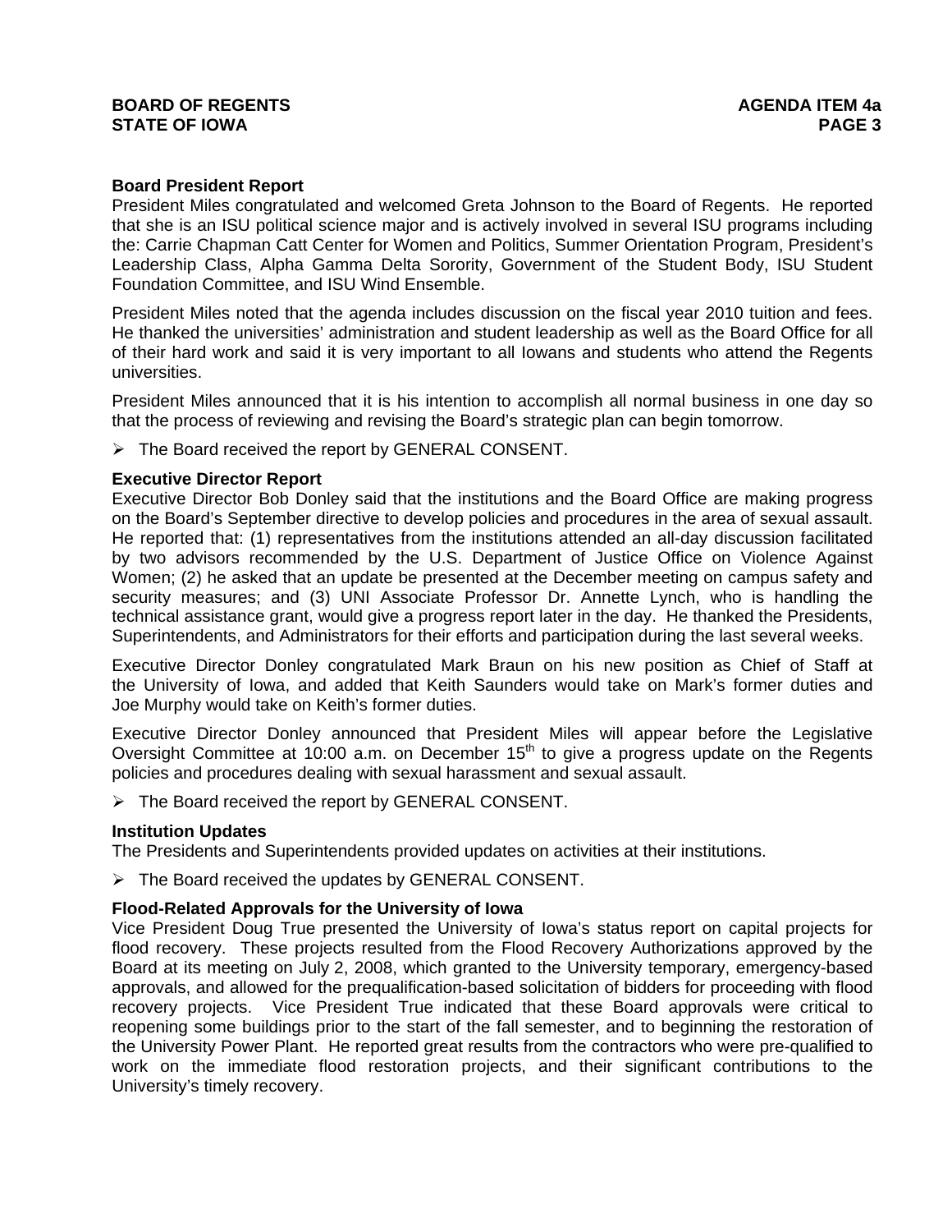**Board President Report**

President Miles congratulated and welcomed Greta Johnson to the Board of Regents. He reported that she is an ISU political science major and is actively involved in several ISU programs including the: Carrie Chapman Catt Center for Women and Politics, Summer Orientation Program, President's Leadership Class, Alpha Gamma Delta Sorority, Government of the Student Body, ISU Student Foundation Committee, and ISU Wind Ensemble.

President Miles noted that the agenda includes discussion on the fiscal year 2010 tuition and fees. He thanked the universities' administration and student leadership as well as the Board Office for all of their hard work and said it is very important to all Iowans and students who attend the Regents universities.

President Miles announced that it is his intention to accomplish all normal business in one day so that the process of reviewing and revising the Board's strategic plan can begin tomorrow.

- The Board received the report by GENERAL CONSENT.

**Executive Director Report**

Executive Director Bob Donley said that the institutions and the Board Office are making progress on the Board's September directive to develop policies and procedures in the area of sexual assault. He reported that: (1) representatives from the institutions attended an all-day discussion facilitated by two advisors recommended by the U.S. Department of Justice Office on Violence Against Women; (2) he asked that an update be presented at the December meeting on campus safety and security measures; and (3) UNI Associate Professor Dr. Annette Lynch, who is handling the technical assistance grant, would give a progress report later in the day. He thanked the Presidents, Superintendents, and Administrators for their efforts and participation during the last several weeks.

Executive Director Donley congratulated Mark Braun on his new position as Chief of Staff at the University of Iowa, and added that Keith Saunders would take on Mark's former duties and Joe Murphy would take on Keith's former duties.

Executive Director Donley announced that President Miles will appear before the Legislative Oversight Committee at 10:00 a.m. on December 15th to give a progress update on the Regents policies and procedures dealing with sexual harassment and sexual assault.

- The Board received the report by GENERAL CONSENT.

**Institution Updates**

The Presidents and Superintendents provided updates on activities at their institutions.

- The Board received the updates by GENERAL CONSENT.

**Flood-Related Approvals for the University of Iowa**

Vice President Doug True presented the University of Iowa's status report on capital projects for flood recovery. These projects resulted from the Flood Recovery Authorizations approved by the Board at its meeting on July 2, 2008, which granted to the University temporary, emergency-based approvals, and allowed for the prequalification-based solicitation of bidders for proceeding with flood recovery projects. Vice President True indicated that these Board approvals were critical to reopening some buildings prior to the start of the fall semester, and to beginning the restoration of the University Power Plant. He reported great results from the contractors who were pre-qualified to work on the immediate flood restoration projects, and their significant contributions to the University's timely recovery.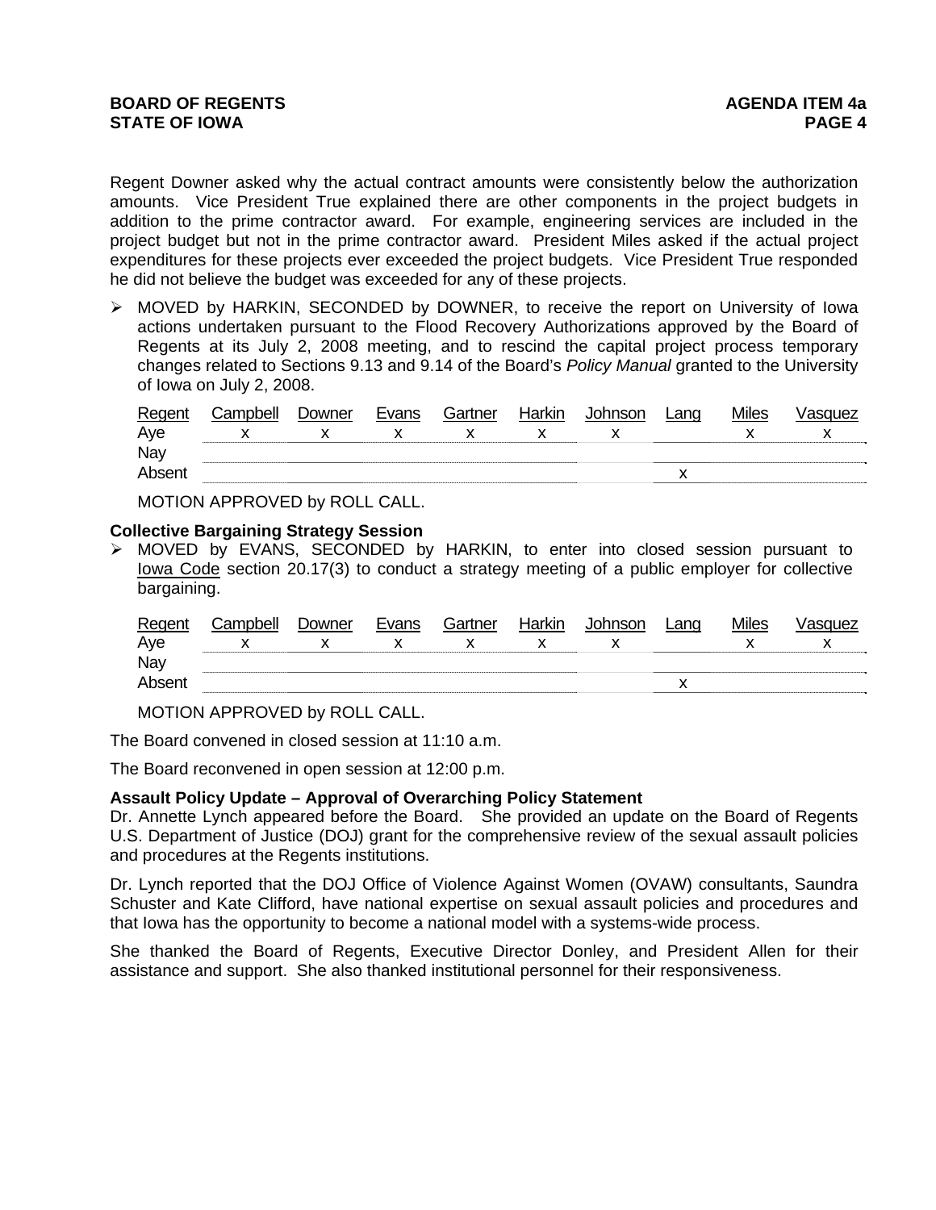Regent Downer asked why the actual contract amounts were consistently below the authorization amounts. Vice President True explained there are other components in the project budgets in addition to the prime contractor award. For example, engineering services are included in the project budget but not in the prime contractor award. President Miles asked if the actual project expenditures for these projects ever exceeded the project budgets. Vice President True responded he did not believe the budget was exceeded for any of these projects.

➢ MOVED by HARKIN, SECONDED by DOWNER, to receive the report on University of Iowa actions undertaken pursuant to the Flood Recovery Authorizations approved by the Board of Regents at its July 2, 2008 meeting, and to rescind the capital project process temporary changes related to Sections 9.13 and 9.14 of the Board's *Policy Manual* granted to the University of Iowa on July 2, 2008.

| Regent | Campbell | Downer | Evans | Gartner | Harkin | Johnson | Lang | Miles | Vasquez |
|---|---|---|---|---|---|---|---|---|---|
| Aye | x | x | x | x | x | x | | x | x |
| Nay | | | | | | | | | |
| Absent | | | | | | | x | | |

MOTION APPROVED by ROLL CALL.

**Collective Bargaining Strategy Session**

➢ MOVED by EVANS, SECONDED by HARKIN, to enter into closed session pursuant to Iowa Code section 20.17(3) to conduct a strategy meeting of a public employer for collective bargaining.

| Regent | Campbell | Downer | Evans | Gartner | Harkin | Johnson | Lang | Miles | Vasquez |
|---|---|---|---|---|---|---|---|---|---|
| Aye | x | x | x | x | x | x | | x | x |
| Nay | | | | | | | | | |
| Absent | | | | | | | x | | |

MOTION APPROVED by ROLL CALL.

The Board convened in closed session at 11:10 a.m.

The Board reconvened in open session at 12:00 p.m.

**Assault Policy Update – Approval of Overarching Policy Statement**

Dr. Annette Lynch appeared before the Board. She provided an update on the Board of Regents U.S. Department of Justice (DOJ) grant for the comprehensive review of the sexual assault policies and procedures at the Regents institutions.

Dr. Lynch reported that the DOJ Office of Violence Against Women (OVAW) consultants, Saundra Schuster and Kate Clifford, have national expertise on sexual assault policies and procedures and that Iowa has the opportunity to become a national model with a systems-wide process.

She thanked the Board of Regents, Executive Director Donley, and President Allen for their assistance and support. She also thanked institutional personnel for their responsiveness.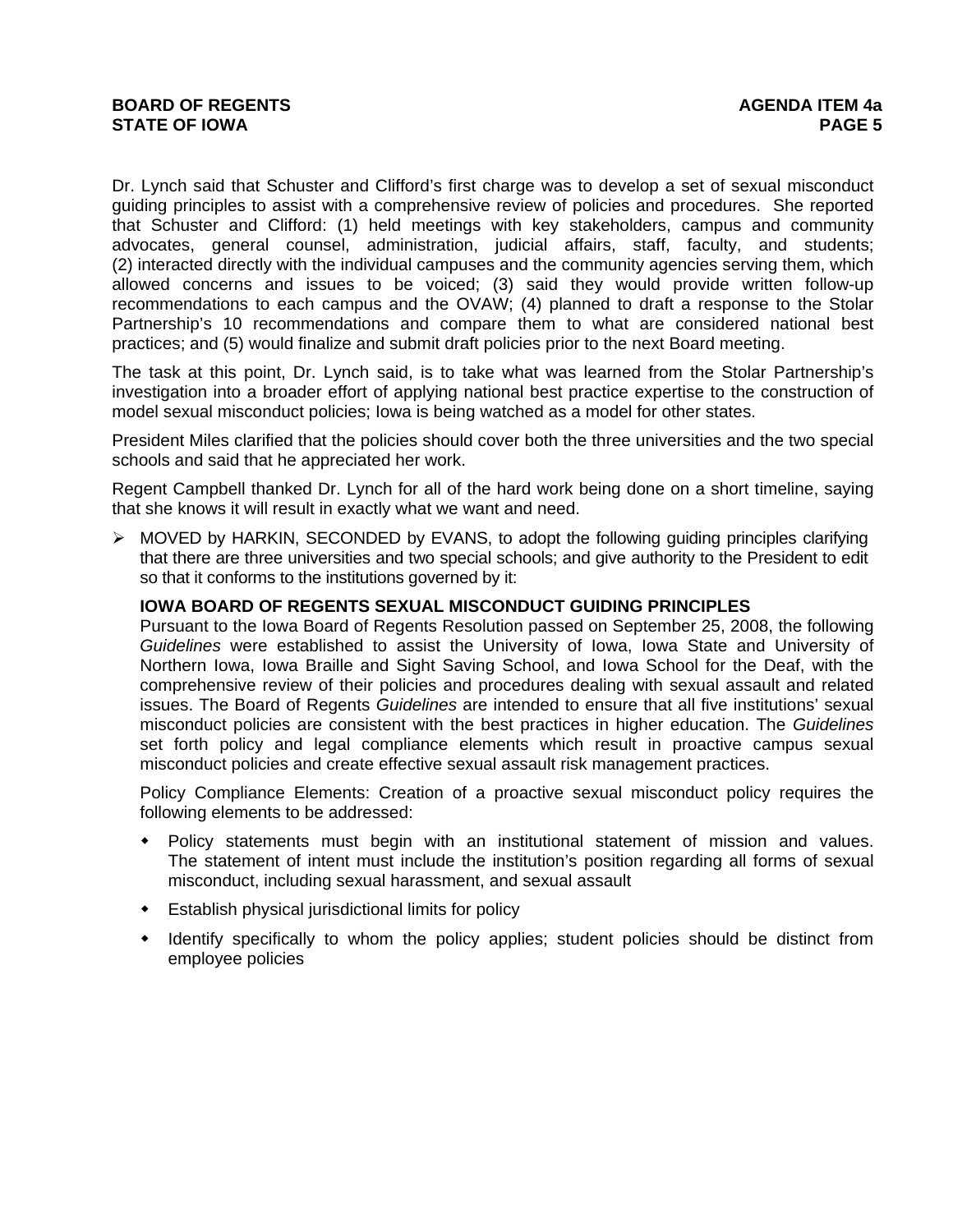Dr. Lynch said that Schuster and Clifford's first charge was to develop a set of sexual misconduct guiding principles to assist with a comprehensive review of policies and procedures. She reported that Schuster and Clifford: (1) held meetings with key stakeholders, campus and community advocates, general counsel, administration, judicial affairs, staff, faculty, and students; (2) interacted directly with the individual campuses and the community agencies serving them, which allowed concerns and issues to be voiced; (3) said they would provide written follow-up recommendations to each campus and the OVAW; (4) planned to draft a response to the Stolar Partnership's 10 recommendations and compare them to what are considered national best practices; and (5) would finalize and submit draft policies prior to the next Board meeting.

The task at this point, Dr. Lynch said, is to take what was learned from the Stolar Partnership's investigation into a broader effort of applying national best practice expertise to the construction of model sexual misconduct policies; Iowa is being watched as a model for other states.

President Miles clarified that the policies should cover both the three universities and the two special schools and said that he appreciated her work.

Regent Campbell thanked Dr. Lynch for all of the hard work being done on a short timeline, saying that she knows it will result in exactly what we want and need.

- MOVED by HARKIN, SECONDED by EVANS, to adopt the following guiding principles clarifying that there are three universities and two special schools; and give authority to the President to edit so that it conforms to the institutions governed by it:

  **IOWA BOARD OF REGENTS SEXUAL MISCONDUCT GUIDING PRINCIPLES**
  Pursuant to the Iowa Board of Regents Resolution passed on September 25, 2008, the following *Guidelines* were established to assist the University of Iowa, Iowa State and University of Northern Iowa, Iowa Braille and Sight Saving School, and Iowa School for the Deaf, with the comprehensive review of their policies and procedures dealing with sexual assault and related issues. The Board of Regents *Guidelines* are intended to ensure that all five institutions' sexual misconduct policies are consistent with the best practices in higher education. The *Guidelines* set forth policy and legal compliance elements which result in proactive campus sexual misconduct policies and create effective sexual assault risk management practices.

  Policy Compliance Elements: Creation of a proactive sexual misconduct policy requires the following elements to be addressed:

  - Policy statements must begin with an institutional statement of mission and values. The statement of intent must include the institution's position regarding all forms of sexual misconduct, including sexual harassment, and sexual assault
  - Establish physical jurisdictional limits for policy
  - Identify specifically to whom the policy applies; student policies should be distinct from employee policies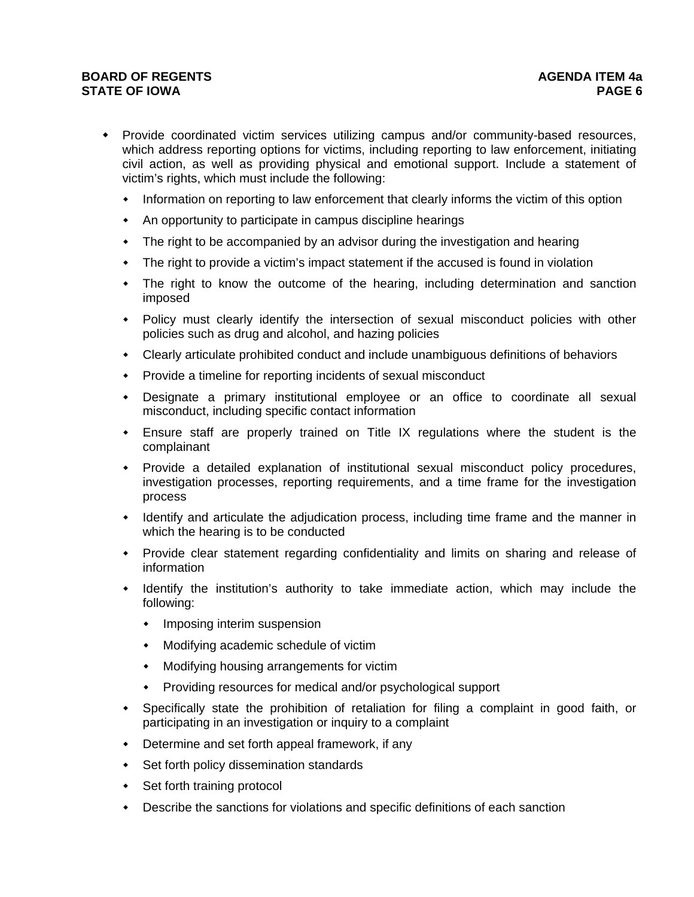- Provide coordinated victim services utilizing campus and/or community-based resources, which address reporting options for victims, including reporting to law enforcement, initiating civil action, as well as providing physical and emotional support. Include a statement of victim's rights, which must include the following:
  - Information on reporting to law enforcement that clearly informs the victim of this option
  - An opportunity to participate in campus discipline hearings
  - The right to be accompanied by an advisor during the investigation and hearing
  - The right to provide a victim's impact statement if the accused is found in violation
  - The right to know the outcome of the hearing, including determination and sanction imposed
  - Policy must clearly identify the intersection of sexual misconduct policies with other policies such as drug and alcohol, and hazing policies
  - Clearly articulate prohibited conduct and include unambiguous definitions of behaviors
  - Provide a timeline for reporting incidents of sexual misconduct
  - Designate a primary institutional employee or an office to coordinate all sexual misconduct, including specific contact information
  - Ensure staff are properly trained on Title IX regulations where the student is the complainant
  - Provide a detailed explanation of institutional sexual misconduct policy procedures, investigation processes, reporting requirements, and a time frame for the investigation process
  - Identify and articulate the adjudication process, including time frame and the manner in which the hearing is to be conducted
  - Provide clear statement regarding confidentiality and limits on sharing and release of information
  - Identify the institution's authority to take immediate action, which may include the following:
    - Imposing interim suspension
    - Modifying academic schedule of victim
    - Modifying housing arrangements for victim
    - Providing resources for medical and/or psychological support
  - Specifically state the prohibition of retaliation for filing a complaint in good faith, or participating in an investigation or inquiry to a complaint
  - Determine and set forth appeal framework, if any
  - Set forth policy dissemination standards
  - Set forth training protocol
  - Describe the sanctions for violations and specific definitions of each sanction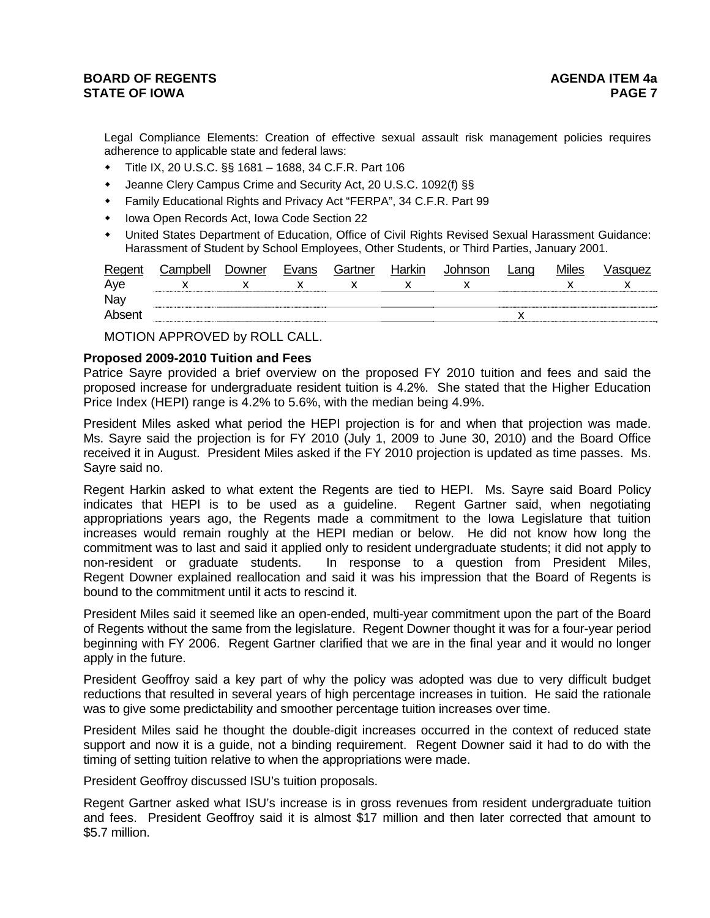Legal Compliance Elements: Creation of effective sexual assault risk management policies requires adherence to applicable state and federal laws:

- Title IX, 20 U.S.C. §§ 1681 – 1688, 34 C.F.R. Part 106
- Jeanne Clery Campus Crime and Security Act, 20 U.S.C. 1092(f) §§
- Family Educational Rights and Privacy Act "FERPA", 34 C.F.R. Part 99
- Iowa Open Records Act, Iowa Code Section 22
- United States Department of Education, Office of Civil Rights Revised Sexual Harassment Guidance: Harassment of Student by School Employees, Other Students, or Third Parties, January 2001.

| Regent | Campbell | Downer | Evans | Gartner | Harkin | Johnson | Lang | Miles | Vasquez |
|---|---|---|---|---|---|---|---|---|---|
| Aye | x | x | x | x | x | x | | x | x |
| Nay | | | | | | | | | |
| Absent | | | | | | | x | | |

MOTION APPROVED by ROLL CALL.

**Proposed 2009-2010 Tuition and Fees**

Patrice Sayre provided a brief overview on the proposed FY 2010 tuition and fees and said the proposed increase for undergraduate resident tuition is 4.2%. She stated that the Higher Education Price Index (HEPI) range is 4.2% to 5.6%, with the median being 4.9%.

President Miles asked what period the HEPI projection is for and when that projection was made. Ms. Sayre said the projection is for FY 2010 (July 1, 2009 to June 30, 2010) and the Board Office received it in August. President Miles asked if the FY 2010 projection is updated as time passes. Ms. Sayre said no.

Regent Harkin asked to what extent the Regents are tied to HEPI. Ms. Sayre said Board Policy indicates that HEPI is to be used as a guideline. Regent Gartner said, when negotiating appropriations years ago, the Regents made a commitment to the Iowa Legislature that tuition increases would remain roughly at the HEPI median or below. He did not know how long the commitment was to last and said it applied only to resident undergraduate students; it did not apply to non-resident or graduate students. In response to a question from President Miles, Regent Downer explained reallocation and said it was his impression that the Board of Regents is bound to the commitment until it acts to rescind it.

President Miles said it seemed like an open-ended, multi-year commitment upon the part of the Board of Regents without the same from the legislature. Regent Downer thought it was for a four-year period beginning with FY 2006. Regent Gartner clarified that we are in the final year and it would no longer apply in the future.

President Geoffroy said a key part of why the policy was adopted was due to very difficult budget reductions that resulted in several years of high percentage increases in tuition. He said the rationale was to give some predictability and smoother percentage tuition increases over time.

President Miles said he thought the double-digit increases occurred in the context of reduced state support and now it is a guide, not a binding requirement. Regent Downer said it had to do with the timing of setting tuition relative to when the appropriations were made.

President Geoffroy discussed ISU's tuition proposals.

Regent Gartner asked what ISU's increase is in gross revenues from resident undergraduate tuition and fees. President Geoffroy said it is almost $17 million and then later corrected that amount to $5.7 million.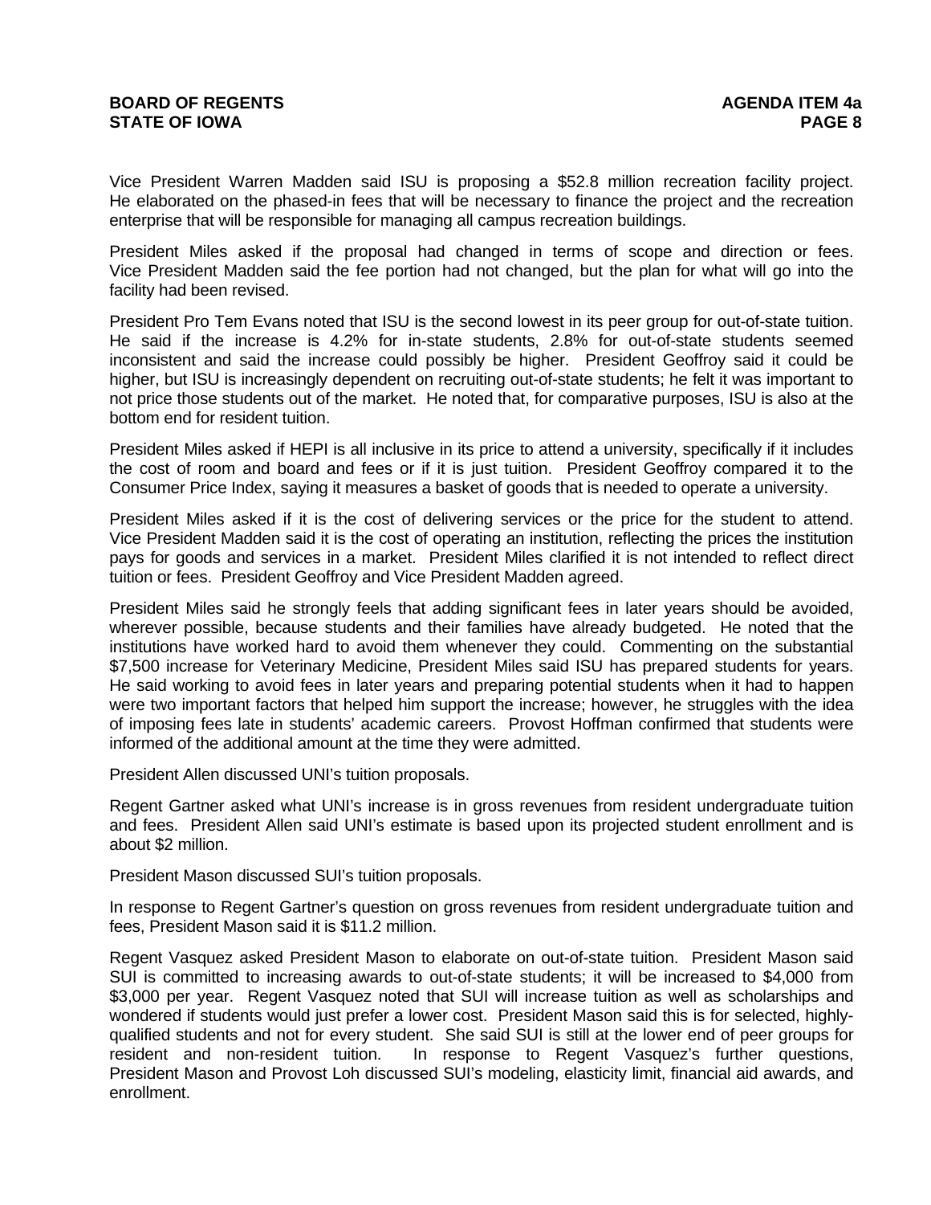Vice President Warren Madden said ISU is proposing a $52.8 million recreation facility project. He elaborated on the phased-in fees that will be necessary to finance the project and the recreation enterprise that will be responsible for managing all campus recreation buildings.

President Miles asked if the proposal had changed in terms of scope and direction or fees. Vice President Madden said the fee portion had not changed, but the plan for what will go into the facility had been revised.

President Pro Tem Evans noted that ISU is the second lowest in its peer group for out-of-state tuition. He said if the increase is 4.2% for in-state students, 2.8% for out-of-state students seemed inconsistent and said the increase could possibly be higher. President Geoffroy said it could be higher, but ISU is increasingly dependent on recruiting out-of-state students; he felt it was important to not price those students out of the market. He noted that, for comparative purposes, ISU is also at the bottom end for resident tuition.

President Miles asked if HEPI is all inclusive in its price to attend a university, specifically if it includes the cost of room and board and fees or if it is just tuition. President Geoffroy compared it to the Consumer Price Index, saying it measures a basket of goods that is needed to operate a university.

President Miles asked if it is the cost of delivering services or the price for the student to attend. Vice President Madden said it is the cost of operating an institution, reflecting the prices the institution pays for goods and services in a market. President Miles clarified it is not intended to reflect direct tuition or fees. President Geoffroy and Vice President Madden agreed.

President Miles said he strongly feels that adding significant fees in later years should be avoided, wherever possible, because students and their families have already budgeted. He noted that the institutions have worked hard to avoid them whenever they could. Commenting on the substantial $7,500 increase for Veterinary Medicine, President Miles said ISU has prepared students for years. He said working to avoid fees in later years and preparing potential students when it had to happen were two important factors that helped him support the increase; however, he struggles with the idea of imposing fees late in students' academic careers. Provost Hoffman confirmed that students were informed of the additional amount at the time they were admitted.

President Allen discussed UNI's tuition proposals.

Regent Gartner asked what UNI's increase is in gross revenues from resident undergraduate tuition and fees. President Allen said UNI's estimate is based upon its projected student enrollment and is about $2 million.

President Mason discussed SUI's tuition proposals.

In response to Regent Gartner's question on gross revenues from resident undergraduate tuition and fees, President Mason said it is $11.2 million.

Regent Vasquez asked President Mason to elaborate on out-of-state tuition. President Mason said SUI is committed to increasing awards to out-of-state students; it will be increased to $4,000 from $3,000 per year. Regent Vasquez noted that SUI will increase tuition as well as scholarships and wondered if students would just prefer a lower cost. President Mason said this is for selected, highly-qualified students and not for every student. She said SUI is still at the lower end of peer groups for resident and non-resident tuition. In response to Regent Vasquez's further questions, President Mason and Provost Loh discussed SUI's modeling, elasticity limit, financial aid awards, and enrollment.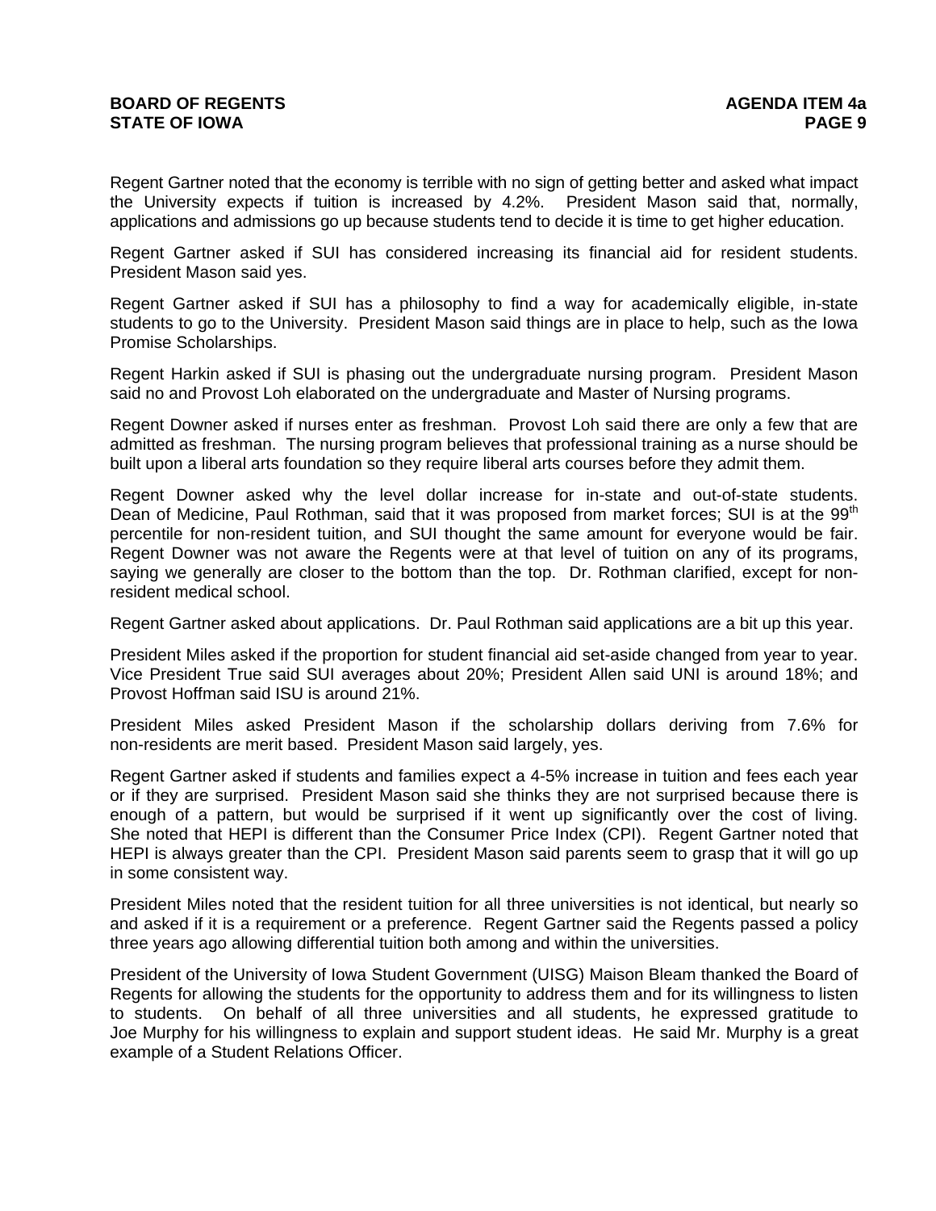Regent Gartner noted that the economy is terrible with no sign of getting better and asked what impact the University expects if tuition is increased by 4.2%. President Mason said that, normally, applications and admissions go up because students tend to decide it is time to get higher education.

Regent Gartner asked if SUI has considered increasing its financial aid for resident students. President Mason said yes.

Regent Gartner asked if SUI has a philosophy to find a way for academically eligible, in-state students to go to the University. President Mason said things are in place to help, such as the Iowa Promise Scholarships.

Regent Harkin asked if SUI is phasing out the undergraduate nursing program. President Mason said no and Provost Loh elaborated on the undergraduate and Master of Nursing programs.

Regent Downer asked if nurses enter as freshman. Provost Loh said there are only a few that are admitted as freshman. The nursing program believes that professional training as a nurse should be built upon a liberal arts foundation so they require liberal arts courses before they admit them.

Regent Downer asked why the level dollar increase for in-state and out-of-state students. Dean of Medicine, Paul Rothman, said that it was proposed from market forces; SUI is at the 99th percentile for non-resident tuition, and SUI thought the same amount for everyone would be fair. Regent Downer was not aware the Regents were at that level of tuition on any of its programs, saying we generally are closer to the bottom than the top. Dr. Rothman clarified, except for non-resident medical school.

Regent Gartner asked about applications. Dr. Paul Rothman said applications are a bit up this year.

President Miles asked if the proportion for student financial aid set-aside changed from year to year. Vice President True said SUI averages about 20%; President Allen said UNI is around 18%; and Provost Hoffman said ISU is around 21%.

President Miles asked President Mason if the scholarship dollars deriving from 7.6% for non-residents are merit based. President Mason said largely, yes.

Regent Gartner asked if students and families expect a 4-5% increase in tuition and fees each year or if they are surprised. President Mason said she thinks they are not surprised because there is enough of a pattern, but would be surprised if it went up significantly over the cost of living. She noted that HEPI is different than the Consumer Price Index (CPI). Regent Gartner noted that HEPI is always greater than the CPI. President Mason said parents seem to grasp that it will go up in some consistent way.

President Miles noted that the resident tuition for all three universities is not identical, but nearly so and asked if it is a requirement or a preference. Regent Gartner said the Regents passed a policy three years ago allowing differential tuition both among and within the universities.

President of the University of Iowa Student Government (UISG) Maison Bleam thanked the Board of Regents for allowing the students for the opportunity to address them and for its willingness to listen to students. On behalf of all three universities and all students, he expressed gratitude to Joe Murphy for his willingness to explain and support student ideas. He said Mr. Murphy is a great example of a Student Relations Officer.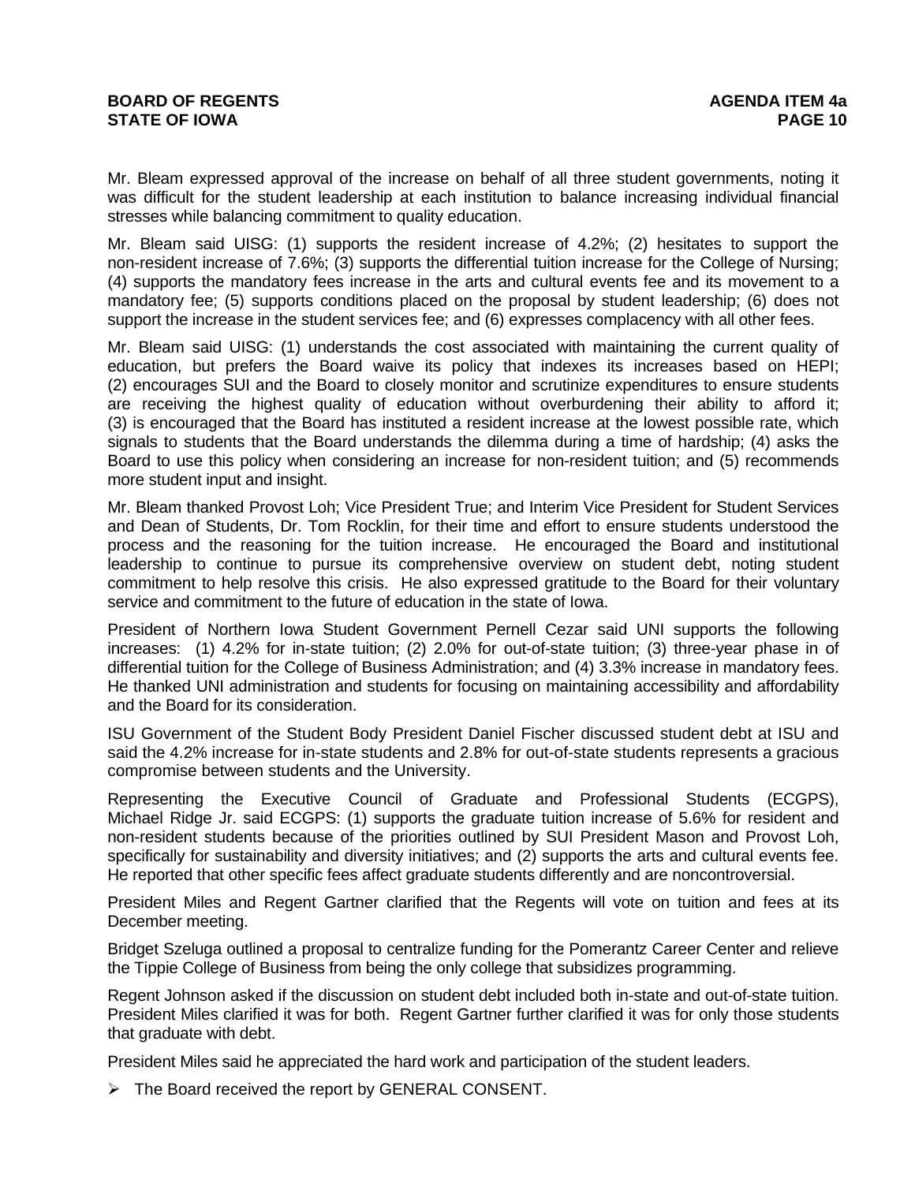Mr. Bleam expressed approval of the increase on behalf of all three student governments, noting it was difficult for the student leadership at each institution to balance increasing individual financial stresses while balancing commitment to quality education.

Mr. Bleam said UISG: (1) supports the resident increase of 4.2%; (2) hesitates to support the non-resident increase of 7.6%; (3) supports the differential tuition increase for the College of Nursing; (4) supports the mandatory fees increase in the arts and cultural events fee and its movement to a mandatory fee; (5) supports conditions placed on the proposal by student leadership; (6) does not support the increase in the student services fee; and (6) expresses complacency with all other fees.

Mr. Bleam said UISG: (1) understands the cost associated with maintaining the current quality of education, but prefers the Board waive its policy that indexes its increases based on HEPI; (2) encourages SUI and the Board to closely monitor and scrutinize expenditures to ensure students are receiving the highest quality of education without overburdening their ability to afford it; (3) is encouraged that the Board has instituted a resident increase at the lowest possible rate, which signals to students that the Board understands the dilemma during a time of hardship; (4) asks the Board to use this policy when considering an increase for non-resident tuition; and (5) recommends more student input and insight.

Mr. Bleam thanked Provost Loh; Vice President True; and Interim Vice President for Student Services and Dean of Students, Dr. Tom Rocklin, for their time and effort to ensure students understood the process and the reasoning for the tuition increase. He encouraged the Board and institutional leadership to continue to pursue its comprehensive overview on student debt, noting student commitment to help resolve this crisis. He also expressed gratitude to the Board for their voluntary service and commitment to the future of education in the state of Iowa.

President of Northern Iowa Student Government Pernell Cezar said UNI supports the following increases: (1) 4.2% for in-state tuition; (2) 2.0% for out-of-state tuition; (3) three-year phase in of differential tuition for the College of Business Administration; and (4) 3.3% increase in mandatory fees. He thanked UNI administration and students for focusing on maintaining accessibility and affordability and the Board for its consideration.

ISU Government of the Student Body President Daniel Fischer discussed student debt at ISU and said the 4.2% increase for in-state students and 2.8% for out-of-state students represents a gracious compromise between students and the University.

Representing the Executive Council of Graduate and Professional Students (ECGPS), Michael Ridge Jr. said ECGPS: (1) supports the graduate tuition increase of 5.6% for resident and non-resident students because of the priorities outlined by SUI President Mason and Provost Loh, specifically for sustainability and diversity initiatives; and (2) supports the arts and cultural events fee. He reported that other specific fees affect graduate students differently and are noncontroversial.

President Miles and Regent Gartner clarified that the Regents will vote on tuition and fees at its December meeting.

Bridget Szeluga outlined a proposal to centralize funding for the Pomerantz Career Center and relieve the Tippie College of Business from being the only college that subsidizes programming.

Regent Johnson asked if the discussion on student debt included both in-state and out-of-state tuition. President Miles clarified it was for both. Regent Gartner further clarified it was for only those students that graduate with debt.

President Miles said he appreciated the hard work and participation of the student leaders.

- The Board received the report by GENERAL CONSENT.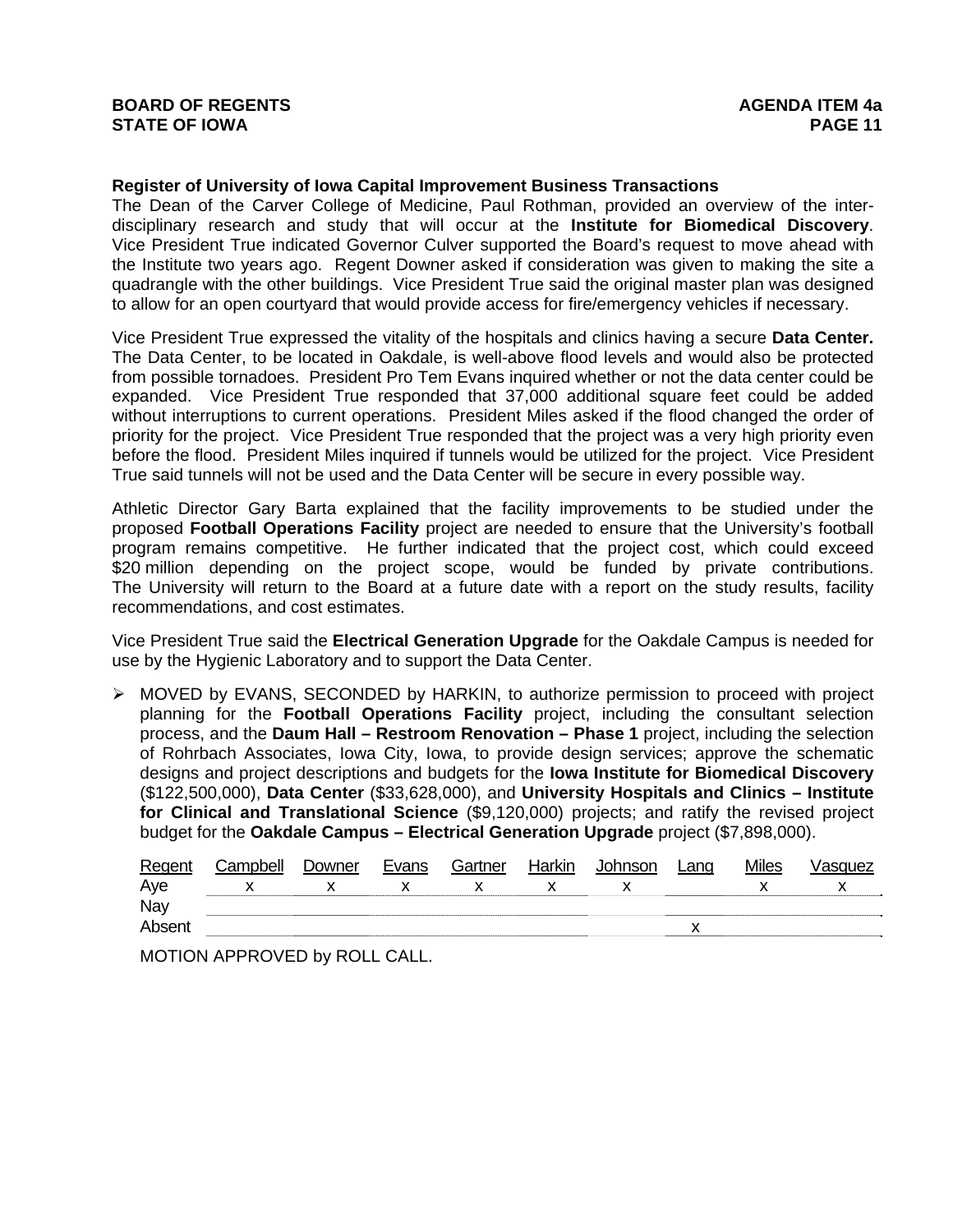**Register of University of Iowa Capital Improvement Business Transactions**

The Dean of the Carver College of Medicine, Paul Rothman, provided an overview of the inter-disciplinary research and study that will occur at the **Institute for Biomedical Discovery**. Vice President True indicated Governor Culver supported the Board's request to move ahead with the Institute two years ago. Regent Downer asked if consideration was given to making the site a quadrangle with the other buildings. Vice President True said the original master plan was designed to allow for an open courtyard that would provide access for fire/emergency vehicles if necessary.

Vice President True expressed the vitality of the hospitals and clinics having a secure **Data Center.** The Data Center, to be located in Oakdale, is well-above flood levels and would also be protected from possible tornadoes. President Pro Tem Evans inquired whether or not the data center could be expanded. Vice President True responded that 37,000 additional square feet could be added without interruptions to current operations. President Miles asked if the flood changed the order of priority for the project. Vice President True responded that the project was a very high priority even before the flood. President Miles inquired if tunnels would be utilized for the project. Vice President True said tunnels will not be used and the Data Center will be secure in every possible way.

Athletic Director Gary Barta explained that the facility improvements to be studied under the proposed **Football Operations Facility** project are needed to ensure that the University's football program remains competitive. He further indicated that the project cost, which could exceed $20 million depending on the project scope, would be funded by private contributions. The University will return to the Board at a future date with a report on the study results, facility recommendations, and cost estimates.

Vice President True said the **Electrical Generation Upgrade** for the Oakdale Campus is needed for use by the Hygienic Laboratory and to support the Data Center.

- MOVED by EVANS, SECONDED by HARKIN, to authorize permission to proceed with project planning for the **Football Operations Facility** project, including the consultant selection process, and the **Daum Hall – Restroom Renovation – Phase 1** project, including the selection of Rohrbach Associates, Iowa City, Iowa, to provide design services; approve the schematic designs and project descriptions and budgets for the **Iowa Institute for Biomedical Discovery** ($122,500,000), **Data Center** ($33,628,000), and **University Hospitals and Clinics – Institute for Clinical and Translational Science** ($9,120,000) projects; and ratify the revised project budget for the **Oakdale Campus – Electrical Generation Upgrade** project ($7,898,000).

| Regent | Campbell | Downer | Evans | Gartner | Harkin | Johnson | Lang | Miles | Vasquez |
|---|---|---|---|---|---|---|---|---|---|
| Aye | x | x | x | x | x | x | | x | x |
| Nay | | | | | | | | | |
| Absent | | | | | | | x | | |

MOTION APPROVED by ROLL CALL.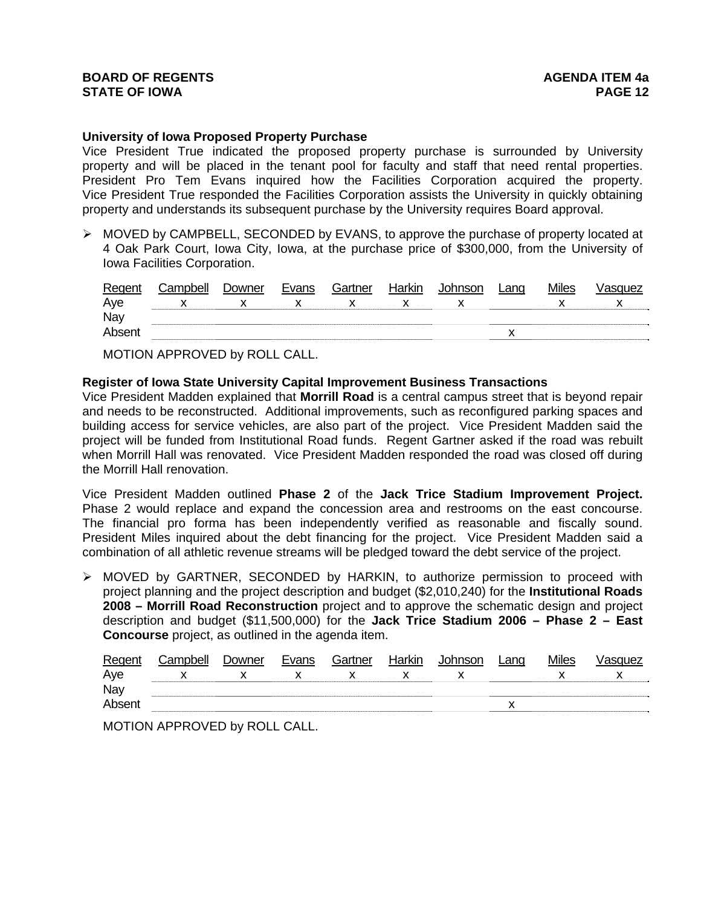**University of Iowa Proposed Property Purchase**

Vice President True indicated the proposed property purchase is surrounded by University property and will be placed in the tenant pool for faculty and staff that need rental properties. President Pro Tem Evans inquired how the Facilities Corporation acquired the property. Vice President True responded the Facilities Corporation assists the University in quickly obtaining property and understands its subsequent purchase by the University requires Board approval.

- MOVED by CAMPBELL, SECONDED by EVANS, to approve the purchase of property located at 4 Oak Park Court, Iowa City, Iowa, at the purchase price of $300,000, from the University of Iowa Facilities Corporation.

| Regent | Campbell | Downer | Evans | Gartner | Harkin | Johnson | Lang | Miles | Vasquez |
|---|---|---|---|---|---|---|---|---|---|
| Aye | x | x | x | x | x | x | | x | x |
| Nay | | | | | | | | | |
| Absent | | | | | | | x | | |

MOTION APPROVED by ROLL CALL.

**Register of Iowa State University Capital Improvement Business Transactions**

Vice President Madden explained that **Morrill Road** is a central campus street that is beyond repair and needs to be reconstructed. Additional improvements, such as reconfigured parking spaces and building access for service vehicles, are also part of the project. Vice President Madden said the project will be funded from Institutional Road funds. Regent Gartner asked if the road was rebuilt when Morrill Hall was renovated. Vice President Madden responded the road was closed off during the Morrill Hall renovation.

Vice President Madden outlined **Phase 2** of the **Jack Trice Stadium Improvement Project.** Phase 2 would replace and expand the concession area and restrooms on the east concourse. The financial pro forma has been independently verified as reasonable and fiscally sound. President Miles inquired about the debt financing for the project. Vice President Madden said a combination of all athletic revenue streams will be pledged toward the debt service of the project.

- MOVED by GARTNER, SECONDED by HARKIN, to authorize permission to proceed with project planning and the project description and budget ($2,010,240) for the **Institutional Roads 2008 – Morrill Road Reconstruction** project and to approve the schematic design and project description and budget ($11,500,000) for the **Jack Trice Stadium 2006 – Phase 2 – East Concourse** project, as outlined in the agenda item.

| Regent | Campbell | Downer | Evans | Gartner | Harkin | Johnson | Lang | Miles | Vasquez |
|---|---|---|---|---|---|---|---|---|---|
| Aye | x | x | x | x | x | x | | x | x |
| Nay | | | | | | | | | |
| Absent | | | | | | | x | | |

MOTION APPROVED by ROLL CALL.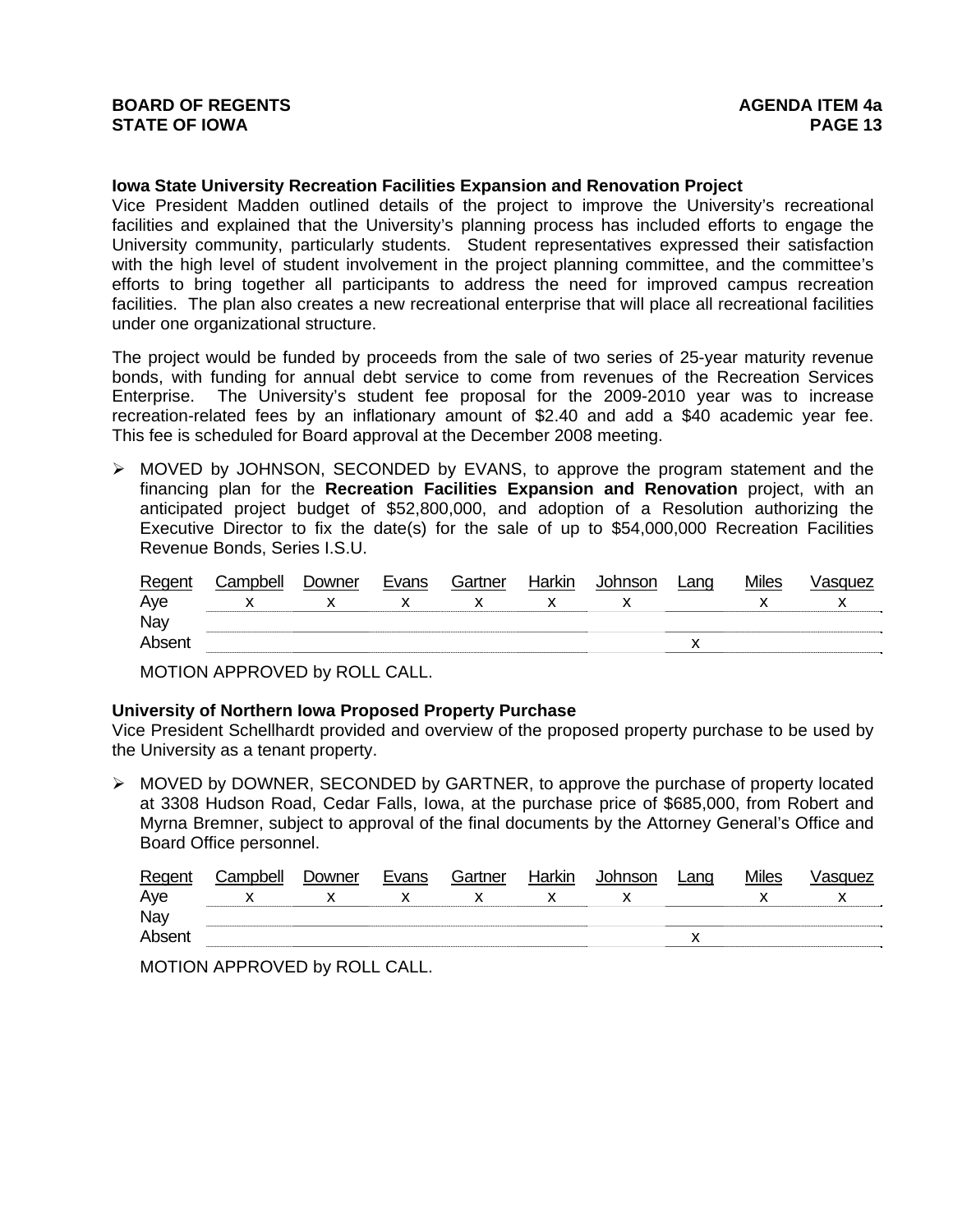**Iowa State University Recreation Facilities Expansion and Renovation Project**
Vice President Madden outlined details of the project to improve the University's recreational facilities and explained that the University's planning process has included efforts to engage the University community, particularly students. Student representatives expressed their satisfaction with the high level of student involvement in the project planning committee, and the committee's efforts to bring together all participants to address the need for improved campus recreation facilities. The plan also creates a new recreational enterprise that will place all recreational facilities under one organizational structure.

The project would be funded by proceeds from the sale of two series of 25-year maturity revenue bonds, with funding for annual debt service to come from revenues of the Recreation Services Enterprise. The University's student fee proposal for the 2009-2010 year was to increase recreation-related fees by an inflationary amount of $2.40 and add a $40 academic year fee. This fee is scheduled for Board approval at the December 2008 meeting.

- MOVED by JOHNSON, SECONDED by EVANS, to approve the program statement and the financing plan for the **Recreation Facilities Expansion and Renovation** project, with an anticipated project budget of $52,800,000, and adoption of a Resolution authorizing the Executive Director to fix the date(s) for the sale of up to $54,000,000 Recreation Facilities Revenue Bonds, Series I.S.U.

| Regent | Campbell | Downer | Evans | Gartner | Harkin | Johnson | Lang | Miles | Vasquez |
|---|---|---|---|---|---|---|---|---|---|
| Aye | x | x | x | x | x | x | | x | x |
| Nay | | | | | | | | | |
| Absent | | | | | | | x | | |

MOTION APPROVED by ROLL CALL.

**University of Northern Iowa Proposed Property Purchase**
Vice President Schellhardt provided and overview of the proposed property purchase to be used by the University as a tenant property.

- MOVED by DOWNER, SECONDED by GARTNER, to approve the purchase of property located at 3308 Hudson Road, Cedar Falls, Iowa, at the purchase price of $685,000, from Robert and Myrna Bremner, subject to approval of the final documents by the Attorney General's Office and Board Office personnel.

| Regent | Campbell | Downer | Evans | Gartner | Harkin | Johnson | Lang | Miles | Vasquez |
|---|---|---|---|---|---|---|---|---|---|
| Aye | x | x | x | x | x | x | | x | x |
| Nay | | | | | | | | | |
| Absent | | | | | | | x | | |

MOTION APPROVED by ROLL CALL.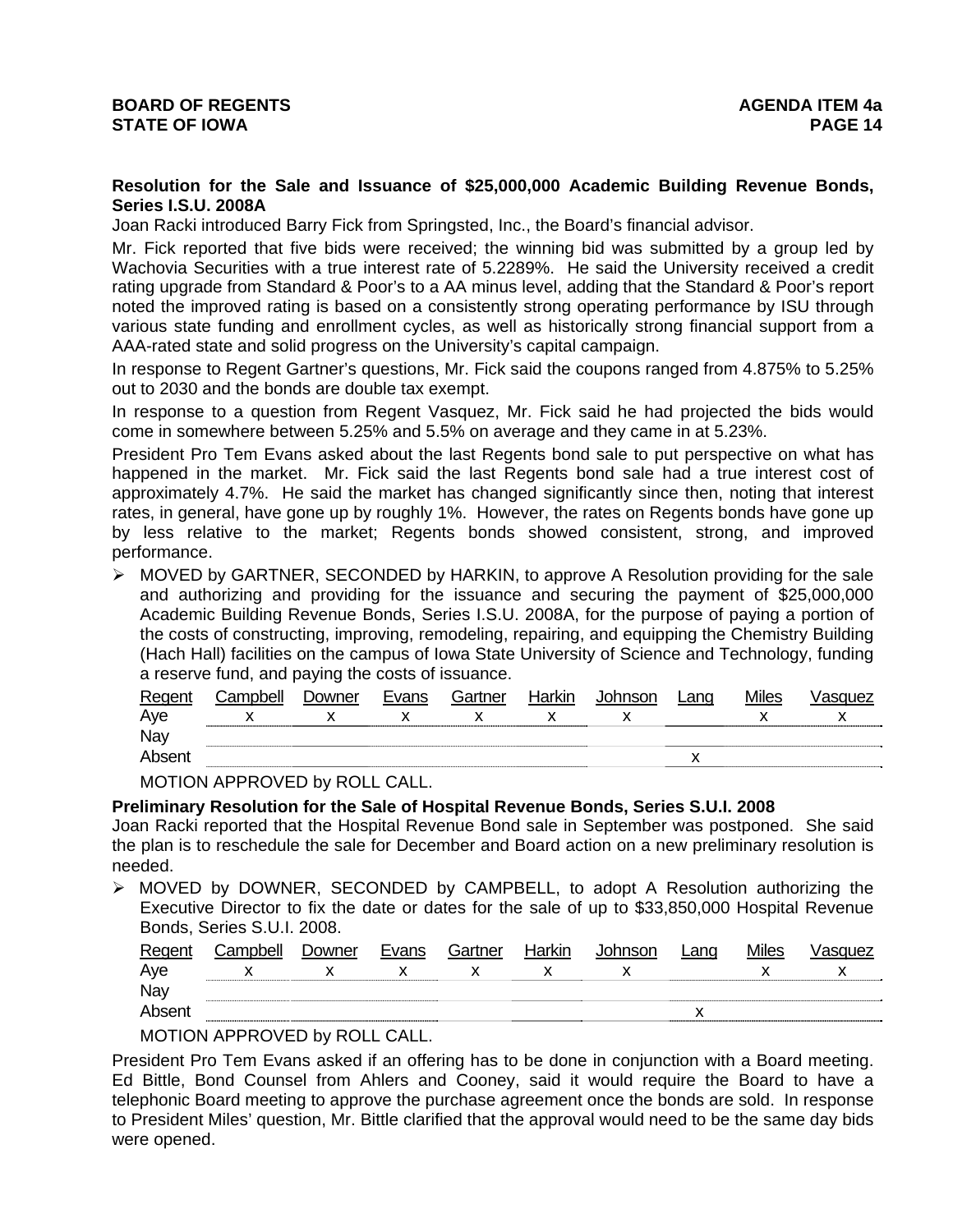**Resolution for the Sale and Issuance of $25,000,000 Academic Building Revenue Bonds, Series I.S.U. 2008A**

Joan Racki introduced Barry Fick from Springsted, Inc., the Board's financial advisor.

Mr. Fick reported that five bids were received; the winning bid was submitted by a group led by Wachovia Securities with a true interest rate of 5.2289%. He said the University received a credit rating upgrade from Standard & Poor's to a AA minus level, adding that the Standard & Poor's report noted the improved rating is based on a consistently strong operating performance by ISU through various state funding and enrollment cycles, as well as historically strong financial support from a AAA-rated state and solid progress on the University's capital campaign.

In response to Regent Gartner's questions, Mr. Fick said the coupons ranged from 4.875% to 5.25% out to 2030 and the bonds are double tax exempt.

In response to a question from Regent Vasquez, Mr. Fick said he had projected the bids would come in somewhere between 5.25% and 5.5% on average and they came in at 5.23%.

President Pro Tem Evans asked about the last Regents bond sale to put perspective on what has happened in the market. Mr. Fick said the last Regents bond sale had a true interest cost of approximately 4.7%. He said the market has changed significantly since then, noting that interest rates, in general, have gone up by roughly 1%. However, the rates on Regents bonds have gone up by less relative to the market; Regents bonds showed consistent, strong, and improved performance.

- MOVED by GARTNER, SECONDED by HARKIN, to approve A Resolution providing for the sale and authorizing and providing for the issuance and securing the payment of $25,000,000 Academic Building Revenue Bonds, Series I.S.U. 2008A, for the purpose of paying a portion of the costs of constructing, improving, remodeling, repairing, and equipping the Chemistry Building (Hach Hall) facilities on the campus of Iowa State University of Science and Technology, funding a reserve fund, and paying the costs of issuance.

| Regent | Campbell | Downer | Evans | Gartner | Harkin | Johnson | Lang | Miles | Vasquez |
|---|---|---|---|---|---|---|---|---|---|
| Aye | x | x | x | x | x | x | | x | x |
| Nay | | | | | | | | | |
| Absent | | | | | | | x | | |

MOTION APPROVED by ROLL CALL.

**Preliminary Resolution for the Sale of Hospital Revenue Bonds, Series S.U.I. 2008**

Joan Racki reported that the Hospital Revenue Bond sale in September was postponed. She said the plan is to reschedule the sale for December and Board action on a new preliminary resolution is needed.

- MOVED by DOWNER, SECONDED by CAMPBELL, to adopt A Resolution authorizing the Executive Director to fix the date or dates for the sale of up to $33,850,000 Hospital Revenue Bonds, Series S.U.I. 2008.

| Regent | Campbell | Downer | Evans | Gartner | Harkin | Johnson | Lang | Miles | Vasquez |
|---|---|---|---|---|---|---|---|---|---|
| Aye | x | x | x | x | x | x | | x | x |
| Nay | | | | | | | | | |
| Absent | | | | | | | x | | |

MOTION APPROVED by ROLL CALL.

President Pro Tem Evans asked if an offering has to be done in conjunction with a Board meeting. Ed Bittle, Bond Counsel from Ahlers and Cooney, said it would require the Board to have a telephonic Board meeting to approve the purchase agreement once the bonds are sold. In response to President Miles' question, Mr. Bittle clarified that the approval would need to be the same day bids were opened.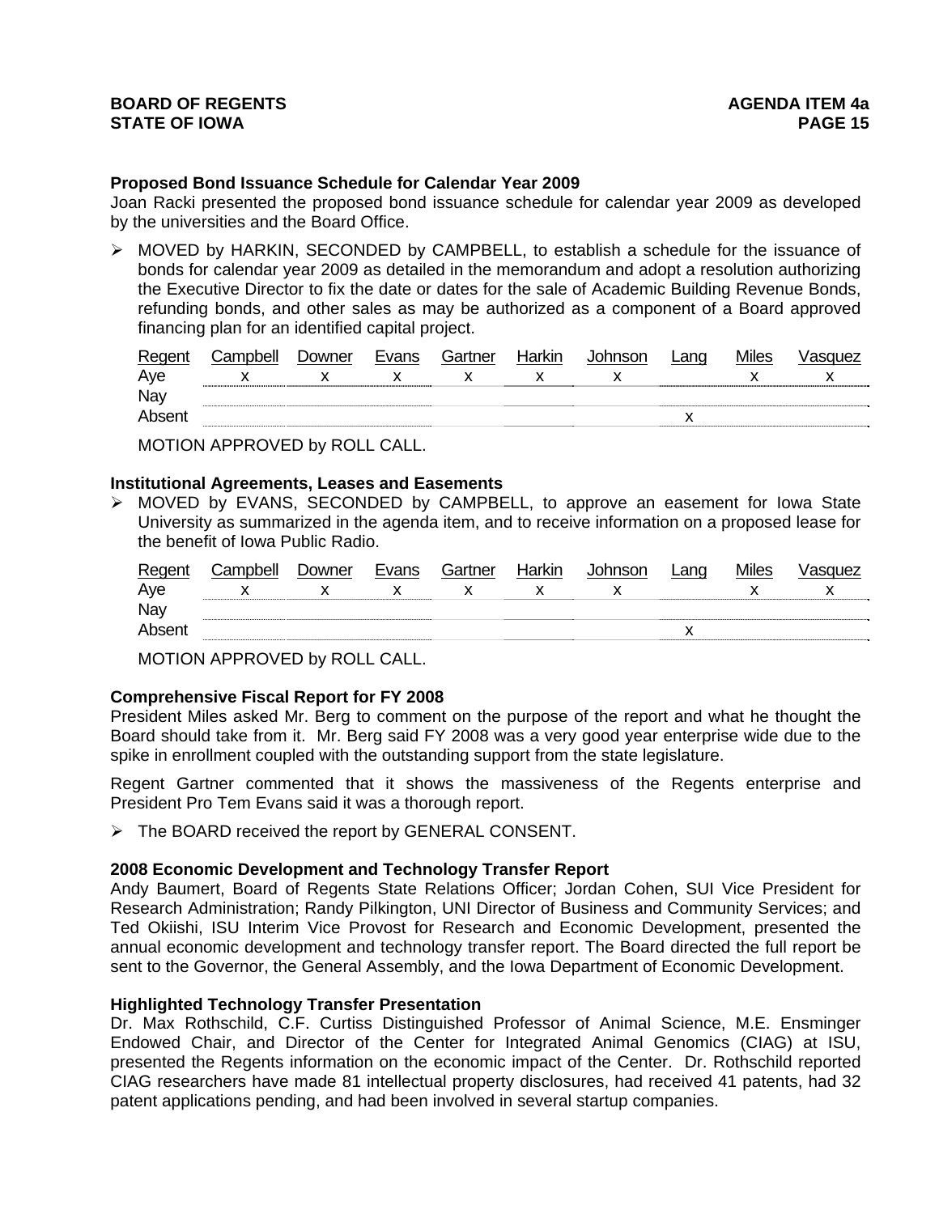**Proposed Bond Issuance Schedule for Calendar Year 2009**

Joan Racki presented the proposed bond issuance schedule for calendar year 2009 as developed by the universities and the Board Office.

- MOVED by HARKIN, SECONDED by CAMPBELL, to establish a schedule for the issuance of bonds for calendar year 2009 as detailed in the memorandum and adopt a resolution authorizing the Executive Director to fix the date or dates for the sale of Academic Building Revenue Bonds, refunding bonds, and other sales as may be authorized as a component of a Board approved financing plan for an identified capital project.

| Regent | Campbell | Downer | Evans | Gartner | Harkin | Johnson | Lang | Miles | Vasquez |
|---|---|---|---|---|---|---|---|---|---|
| Aye | x | x | x | x | x | x | | x | x |
| Nay | | | | | | | | | |
| Absent | | | | | | | x | | |

MOTION APPROVED by ROLL CALL.

**Institutional Agreements, Leases and Easements**

- MOVED by EVANS, SECONDED by CAMPBELL, to approve an easement for Iowa State University as summarized in the agenda item, and to receive information on a proposed lease for the benefit of Iowa Public Radio.

| Regent | Campbell | Downer | Evans | Gartner | Harkin | Johnson | Lang | Miles | Vasquez |
|---|---|---|---|---|---|---|---|---|---|
| Aye | x | x | x | x | x | x | | x | x |
| Nay | | | | | | | | | |
| Absent | | | | | | | x | | |

MOTION APPROVED by ROLL CALL.

**Comprehensive Fiscal Report for FY 2008**

President Miles asked Mr. Berg to comment on the purpose of the report and what he thought the Board should take from it. Mr. Berg said FY 2008 was a very good year enterprise wide due to the spike in enrollment coupled with the outstanding support from the state legislature.

Regent Gartner commented that it shows the massiveness of the Regents enterprise and President Pro Tem Evans said it was a thorough report.

- The BOARD received the report by GENERAL CONSENT.

**2008 Economic Development and Technology Transfer Report**

Andy Baumert, Board of Regents State Relations Officer; Jordan Cohen, SUI Vice President for Research Administration; Randy Pilkington, UNI Director of Business and Community Services; and Ted Okiishi, ISU Interim Vice Provost for Research and Economic Development, presented the annual economic development and technology transfer report. The Board directed the full report be sent to the Governor, the General Assembly, and the Iowa Department of Economic Development.

**Highlighted Technology Transfer Presentation**

Dr. Max Rothschild, C.F. Curtiss Distinguished Professor of Animal Science, M.E. Ensminger Endowed Chair, and Director of the Center for Integrated Animal Genomics (CIAG) at ISU, presented the Regents information on the economic impact of the Center. Dr. Rothschild reported CIAG researchers have made 81 intellectual property disclosures, had received 41 patents, had 32 patent applications pending, and had been involved in several startup companies.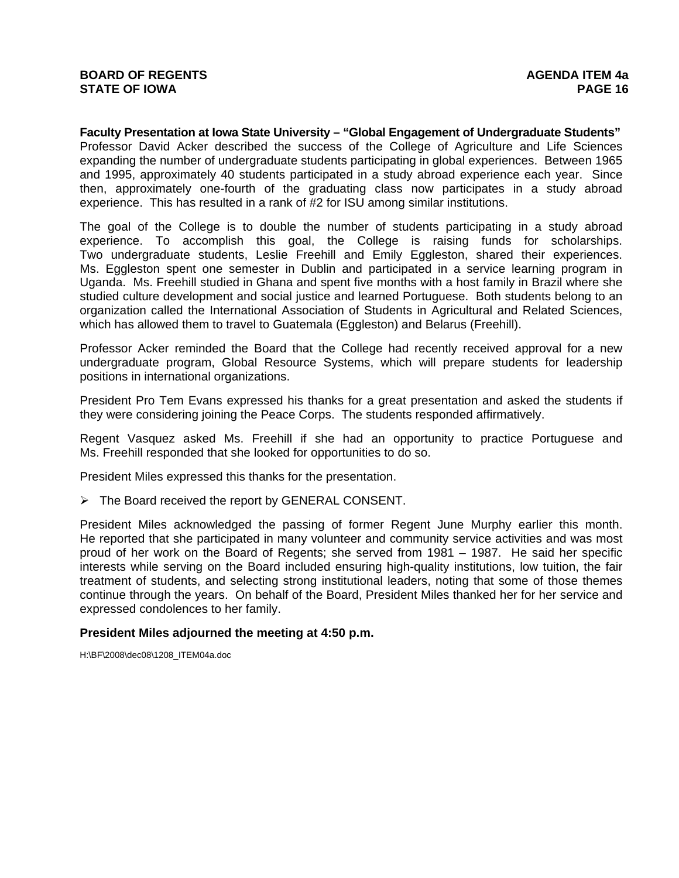**Faculty Presentation at Iowa State University – "Global Engagement of Undergraduate Students"**
Professor David Acker described the success of the College of Agriculture and Life Sciences expanding the number of undergraduate students participating in global experiences. Between 1965 and 1995, approximately 40 students participated in a study abroad experience each year. Since then, approximately one-fourth of the graduating class now participates in a study abroad experience. This has resulted in a rank of #2 for ISU among similar institutions.

The goal of the College is to double the number of students participating in a study abroad experience. To accomplish this goal, the College is raising funds for scholarships. Two undergraduate students, Leslie Freehill and Emily Eggleston, shared their experiences. Ms. Eggleston spent one semester in Dublin and participated in a service learning program in Uganda. Ms. Freehill studied in Ghana and spent five months with a host family in Brazil where she studied culture development and social justice and learned Portuguese. Both students belong to an organization called the International Association of Students in Agricultural and Related Sciences, which has allowed them to travel to Guatemala (Eggleston) and Belarus (Freehill).

Professor Acker reminded the Board that the College had recently received approval for a new undergraduate program, Global Resource Systems, which will prepare students for leadership positions in international organizations.

President Pro Tem Evans expressed his thanks for a great presentation and asked the students if they were considering joining the Peace Corps. The students responded affirmatively.

Regent Vasquez asked Ms. Freehill if she had an opportunity to practice Portuguese and Ms. Freehill responded that she looked for opportunities to do so.

President Miles expressed this thanks for the presentation.

- The Board received the report by GENERAL CONSENT.

President Miles acknowledged the passing of former Regent June Murphy earlier this month. He reported that she participated in many volunteer and community service activities and was most proud of her work on the Board of Regents; she served from 1981 – 1987. He said her specific interests while serving on the Board included ensuring high-quality institutions, low tuition, the fair treatment of students, and selecting strong institutional leaders, noting that some of those themes continue through the years. On behalf of the Board, President Miles thanked her for her service and expressed condolences to her family.

**President Miles adjourned the meeting at 4:50 p.m.**

H:\BF\2008\dec08\1208_ITEM04a.doc